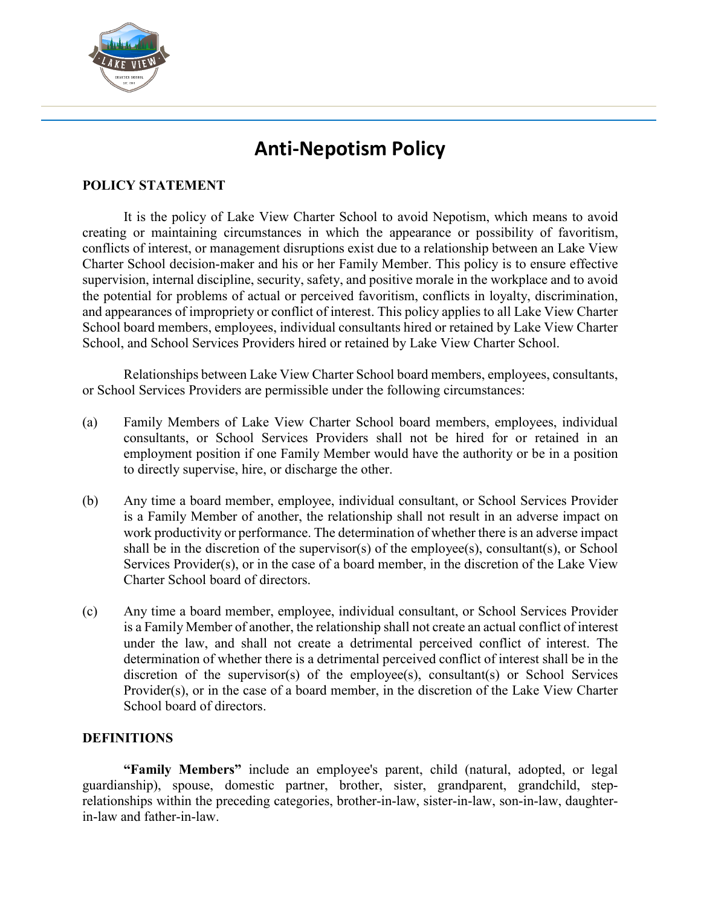# Anti-Nepotism Policy

## POLICY STATEMENT

It is the policy of Lake View Charter School to avoid Nepotism, which means to avoid creating or maintaining circumstances in which the appearance or possibility of favoritism, conflicts of interest, or management disruptions exist due to a relationship between an Lake View Charter School decision-maker and his or her Family Member. This policy is to ensure effective supervision, internal discipline, security, safety, and positive morale in the workplace and to avoid the potential for problems of actual or perceived favoritism, conflicts in loyalty, discrimination, and appearances of impropriety or conflict of interest. This policy applies to all Lake View Charter School board members, employees, individual consultants hired or retained by Lake View Charter School, and School Services Providers hired or retained by Lake View Charter School.

Relationships between Lake View Charter School board members, employees, consultants, or School Services Providers are permissible under the following circumstances:

(a) Family Members of Lake View Charter School board members, employees, individual consultants, or School Services Providers shall not be hired for or retained in an employment position if one Family Member would have the authority or be in a position to directly supervise, hire, or discharge the other.

(b) Any time a board member, employee, individual consultant, or School Services Provider is a Family Member of another, the relationship shall not result in an adverse impact on work productivity or performance. The determination of whether there is an adverse impact shall be in the discretion of the supervisor(s) of the employee(s), consultant(s), or School Services Provider(s), or in the case of a board member, in the discretion of the Lake View Charter School board of directors.

(c) Any time a board member, employee, individual consultant, or School Services Provider is a Family Member of another, the relationship shall not create an actual conflict of interest under the law, and shall not create a detrimental perceived conflict of interest. The determination of whether there is a detrimental perceived conflict of interest shall be in the discretion of the supervisor(s) of the employee(s), consultant(s) or School Services Provider(s), or in the case of a board member, in the discretion of the Lake View Charter School board of directors.

## DEFINITIONS

**"Family Members"** include an employee's parent, child (natural, adopted, or legal guardianship), spouse, domestic partner, brother, sister, grandparent, grandchild, step-relationships within the preceding categories, brother-in-law, sister-in-law, son-in-law, daughter-in-law and father-in-law.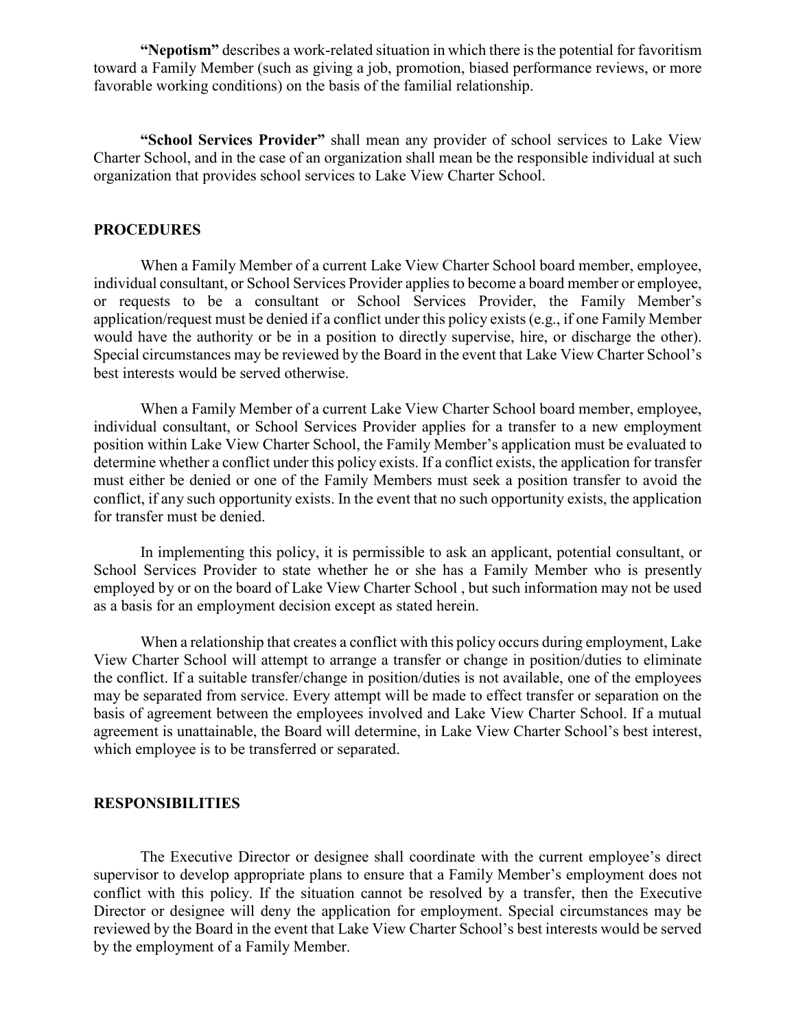**"Nepotism"** describes a work-related situation in which there is the potential for favoritism toward a Family Member (such as giving a job, promotion, biased performance reviews, or more favorable working conditions) on the basis of the familial relationship.

**"School Services Provider"** shall mean any provider of school services to Lake View Charter School, and in the case of an organization shall mean be the responsible individual at such organization that provides school services to Lake View Charter School.

## PROCEDURES

When a Family Member of a current Lake View Charter School board member, employee, individual consultant, or School Services Provider applies to become a board member or employee, or requests to be a consultant or School Services Provider, the Family Member's application/request must be denied if a conflict under this policy exists (e.g., if one Family Member would have the authority or be in a position to directly supervise, hire, or discharge the other). Special circumstances may be reviewed by the Board in the event that Lake View Charter School's best interests would be served otherwise.

When a Family Member of a current Lake View Charter School board member, employee, individual consultant, or School Services Provider applies for a transfer to a new employment position within Lake View Charter School, the Family Member's application must be evaluated to determine whether a conflict under this policy exists. If a conflict exists, the application for transfer must either be denied or one of the Family Members must seek a position transfer to avoid the conflict, if any such opportunity exists. In the event that no such opportunity exists, the application for transfer must be denied.

In implementing this policy, it is permissible to ask an applicant, potential consultant, or School Services Provider to state whether he or she has a Family Member who is presently employed by or on the board of Lake View Charter School , but such information may not be used as a basis for an employment decision except as stated herein.

When a relationship that creates a conflict with this policy occurs during employment, Lake View Charter School will attempt to arrange a transfer or change in position/duties to eliminate the conflict. If a suitable transfer/change in position/duties is not available, one of the employees may be separated from service. Every attempt will be made to effect transfer or separation on the basis of agreement between the employees involved and Lake View Charter School. If a mutual agreement is unattainable, the Board will determine, in Lake View Charter School's best interest, which employee is to be transferred or separated.

## RESPONSIBILITIES

The Executive Director or designee shall coordinate with the current employee's direct supervisor to develop appropriate plans to ensure that a Family Member's employment does not conflict with this policy. If the situation cannot be resolved by a transfer, then the Executive Director or designee will deny the application for employment. Special circumstances may be reviewed by the Board in the event that Lake View Charter School's best interests would be served by the employment of a Family Member.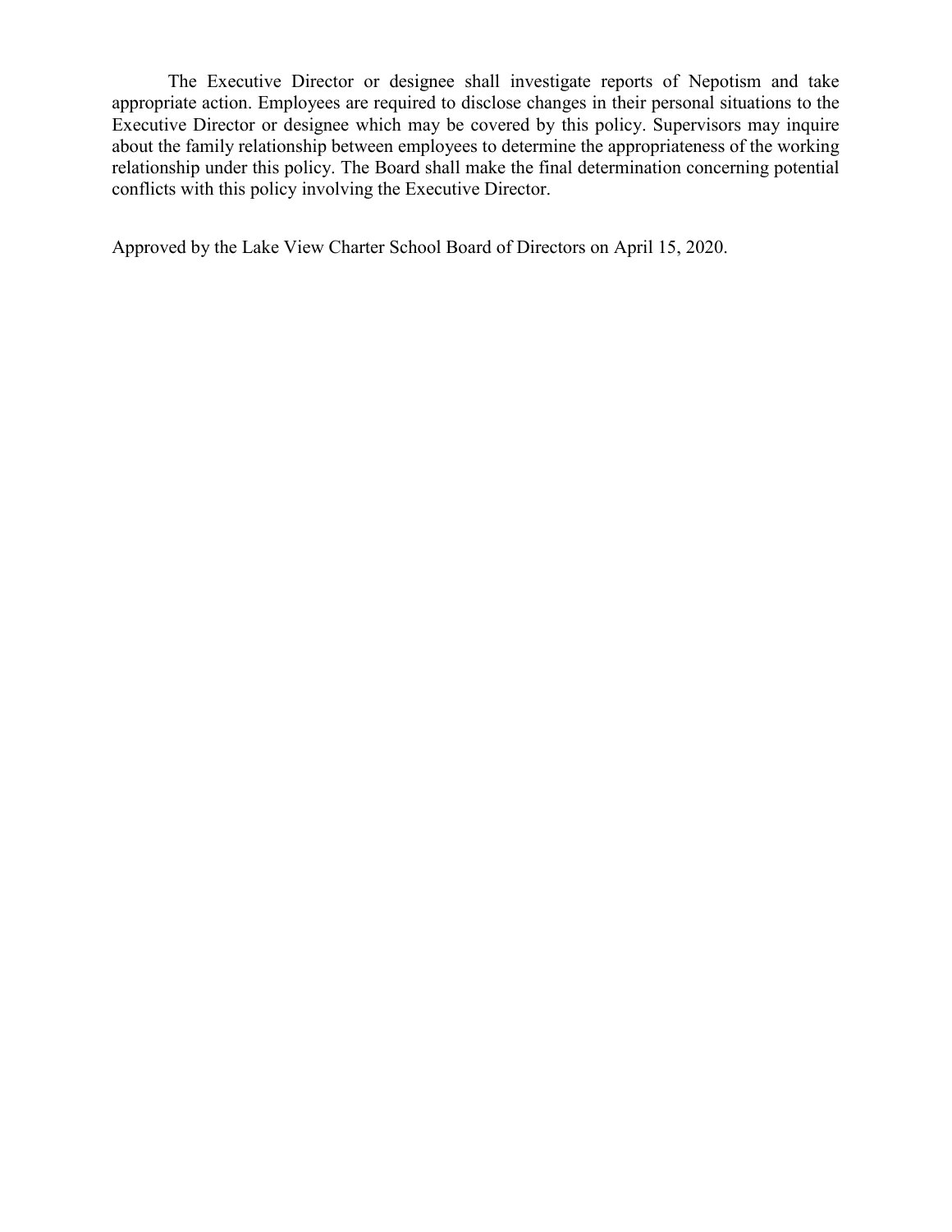The Executive Director or designee shall investigate reports of Nepotism and take appropriate action. Employees are required to disclose changes in their personal situations to the Executive Director or designee which may be covered by this policy. Supervisors may inquire about the family relationship between employees to determine the appropriateness of the working relationship under this policy. The Board shall make the final determination concerning potential conflicts with this policy involving the Executive Director.

Approved by the Lake View Charter School Board of Directors on April 15, 2020.